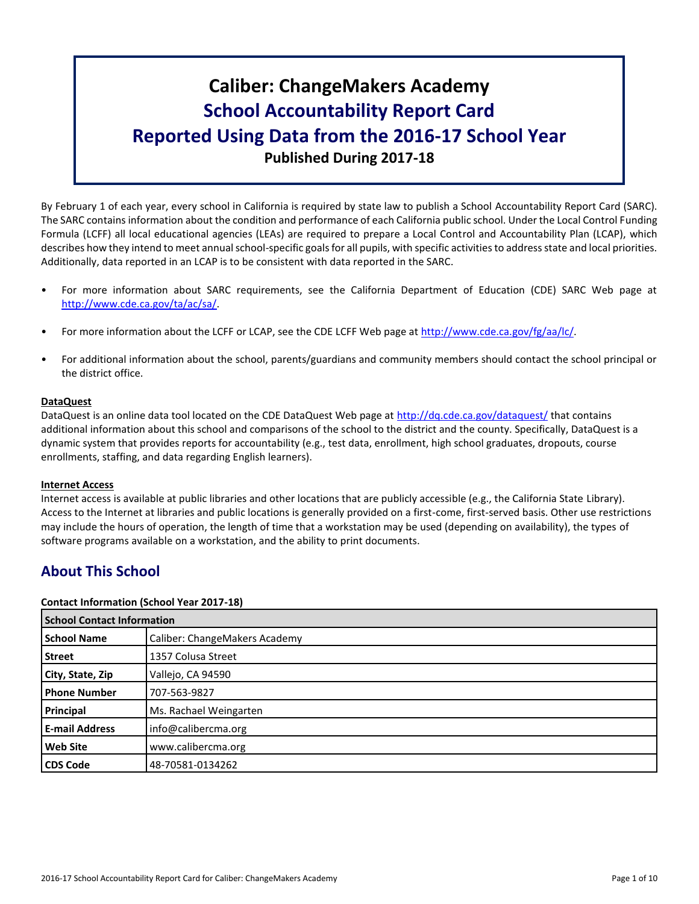# Caliber: ChangeMakers Academy
# School Accountability Report Card
# Reported Using Data from the 2016-17 School Year
**Published During 2017-18**

By February 1 of each year, every school in California is required by state law to publish a School Accountability Report Card (SARC). The SARC contains information about the condition and performance of each California public school. Under the Local Control Funding Formula (LCFF) all local educational agencies (LEAs) are required to prepare a Local Control and Accountability Plan (LCAP), which describes how they intend to meet annual school-specific goals for all pupils, with specific activities to address state and local priorities. Additionally, data reported in an LCAP is to be consistent with data reported in the SARC.

- For more information about SARC requirements, see the California Department of Education (CDE) SARC Web page at http://www.cde.ca.gov/ta/ac/sa/.
- For more information about the LCFF or LCAP, see the CDE LCFF Web page at http://www.cde.ca.gov/fg/aa/lc/.
- For additional information about the school, parents/guardians and community members should contact the school principal or the district office.

**DataQuest**

DataQuest is an online data tool located on the CDE DataQuest Web page at http://dq.cde.ca.gov/dataquest/ that contains additional information about this school and comparisons of the school to the district and the county. Specifically, DataQuest is a dynamic system that provides reports for accountability (e.g., test data, enrollment, high school graduates, dropouts, course enrollments, staffing, and data regarding English learners).

**Internet Access**

Internet access is available at public libraries and other locations that are publicly accessible (e.g., the California State Library). Access to the Internet at libraries and public locations is generally provided on a first-come, first-served basis. Other use restrictions may include the hours of operation, the length of time that a workstation may be used (depending on availability), the types of software programs available on a workstation, and the ability to print documents.

## About This School

**Contact Information (School Year 2017-18)**

| School Contact Information | |
|---|---|
| **School Name** | Caliber: ChangeMakers Academy |
| **Street** | 1357 Colusa Street |
| **City, State, Zip** | Vallejo, CA 94590 |
| **Phone Number** | 707-563-9827 |
| **Principal** | Ms. Rachael Weingarten |
| **E-mail Address** | info@calibercma.org |
| **Web Site** | www.calibercma.org |
| **CDS Code** | 48-70581-0134262 |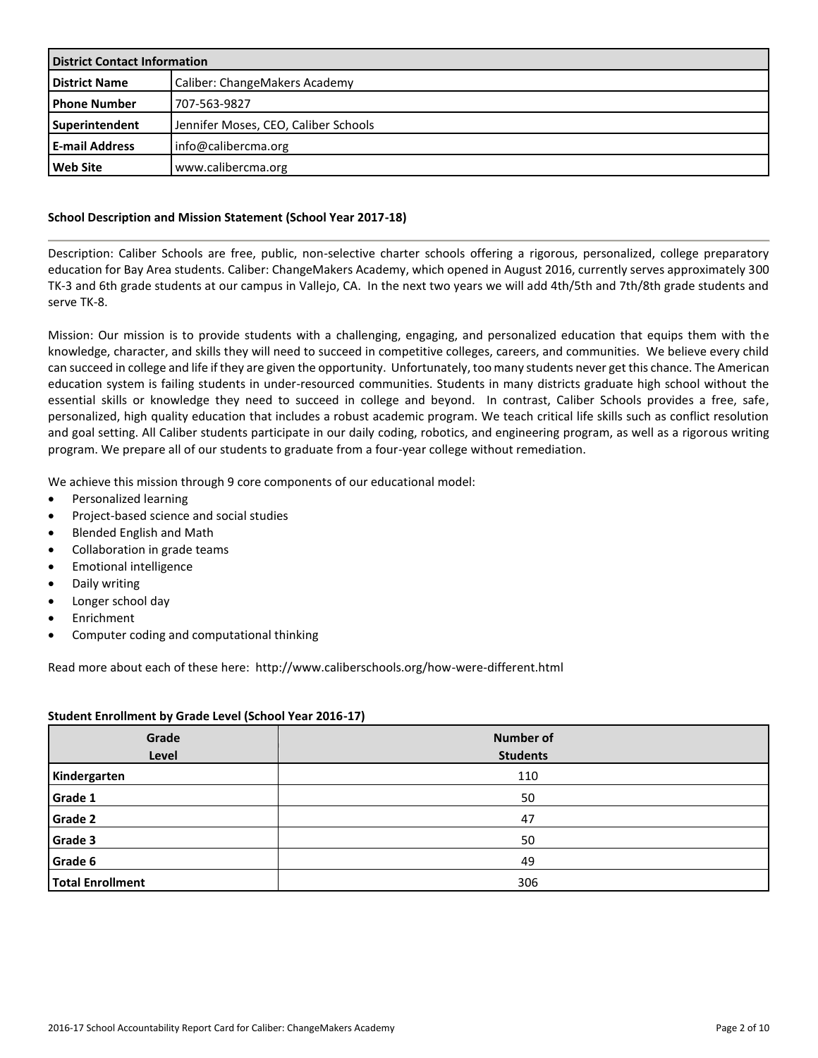| District Contact Information | |
|---|---|
| **District Name** | Caliber: ChangeMakers Academy |
| **Phone Number** | 707-563-9827 |
| **Superintendent** | Jennifer Moses, CEO, Caliber Schools |
| **E-mail Address** | info@calibercma.org |
| **Web Site** | www.calibercma.org |

### School Description and Mission Statement (School Year 2017-18)

Description: Caliber Schools are free, public, non-selective charter schools offering a rigorous, personalized, college preparatory education for Bay Area students. Caliber: ChangeMakers Academy, which opened in August 2016, currently serves approximately 300 TK-3 and 6th grade students at our campus in Vallejo, CA. In the next two years we will add 4th/5th and 7th/8th grade students and serve TK-8.

Mission: Our mission is to provide students with a challenging, engaging, and personalized education that equips them with the knowledge, character, and skills they will need to succeed in competitive colleges, careers, and communities. We believe every child can succeed in college and life if they are given the opportunity. Unfortunately, too many students never get this chance. The American education system is failing students in under-resourced communities. Students in many districts graduate high school without the essential skills or knowledge they need to succeed in college and beyond. In contrast, Caliber Schools provides a free, safe, personalized, high quality education that includes a robust academic program. We teach critical life skills such as conflict resolution and goal setting. All Caliber students participate in our daily coding, robotics, and engineering program, as well as a rigorous writing program. We prepare all of our students to graduate from a four-year college without remediation.

We achieve this mission through 9 core components of our educational model:

- Personalized learning
- Project-based science and social studies
- Blended English and Math
- Collaboration in grade teams
- Emotional intelligence
- Daily writing
- Longer school day
- Enrichment
- Computer coding and computational thinking

Read more about each of these here: http://www.caliberschools.org/how-were-different.html

### Student Enrollment by Grade Level (School Year 2016-17)

| Grade Level | Number of Students |
|---|---|
| **Kindergarten** | 110 |
| **Grade 1** | 50 |
| **Grade 2** | 47 |
| **Grade 3** | 50 |
| **Grade 6** | 49 |
| **Total Enrollment** | 306 |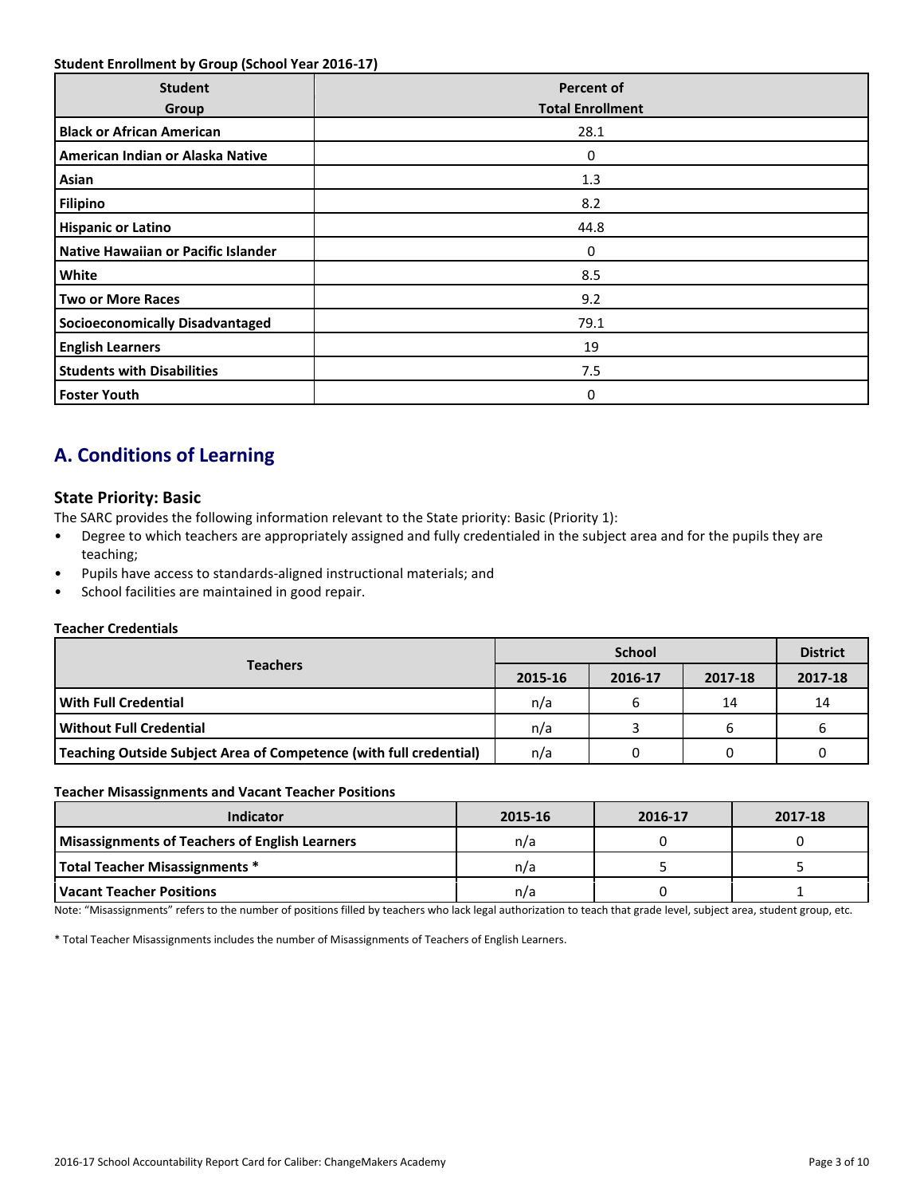**Student Enrollment by Group (School Year 2016-17)**

| Student Group | Percent of Total Enrollment |
|---|---|
| Black or African American | 28.1 |
| American Indian or Alaska Native | 0 |
| Asian | 1.3 |
| Filipino | 8.2 |
| Hispanic or Latino | 44.8 |
| Native Hawaiian or Pacific Islander | 0 |
| White | 8.5 |
| Two or More Races | 9.2 |
| Socioeconomically Disadvantaged | 79.1 |
| English Learners | 19 |
| Students with Disabilities | 7.5 |
| Foster Youth | 0 |

## A. Conditions of Learning

### State Priority: Basic

The SARC provides the following information relevant to the State priority: Basic (Priority 1):

- Degree to which teachers are appropriately assigned and fully credentialed in the subject area and for the pupils they are teaching;
- Pupils have access to standards-aligned instructional materials; and
- School facilities are maintained in good repair.

**Teacher Credentials**

| Teachers | School | | | District |
|---|---|---|---|---|
| | 2015-16 | 2016-17 | 2017-18 | 2017-18 |
| With Full Credential | n/a | 6 | 14 | 14 |
| Without Full Credential | n/a | 3 | 6 | 6 |
| Teaching Outside Subject Area of Competence (with full credential) | n/a | 0 | 0 | 0 |

**Teacher Misassignments and Vacant Teacher Positions**

| Indicator | 2015-16 | 2016-17 | 2017-18 |
|---|---|---|---|
| Misassignments of Teachers of English Learners | n/a | 0 | 0 |
| Total Teacher Misassignments * | n/a | 5 | 5 |
| Vacant Teacher Positions | n/a | 0 | 1 |

Note: "Misassignments" refers to the number of positions filled by teachers who lack legal authorization to teach that grade level, subject area, student group, etc.

* Total Teacher Misassignments includes the number of Misassignments of Teachers of English Learners.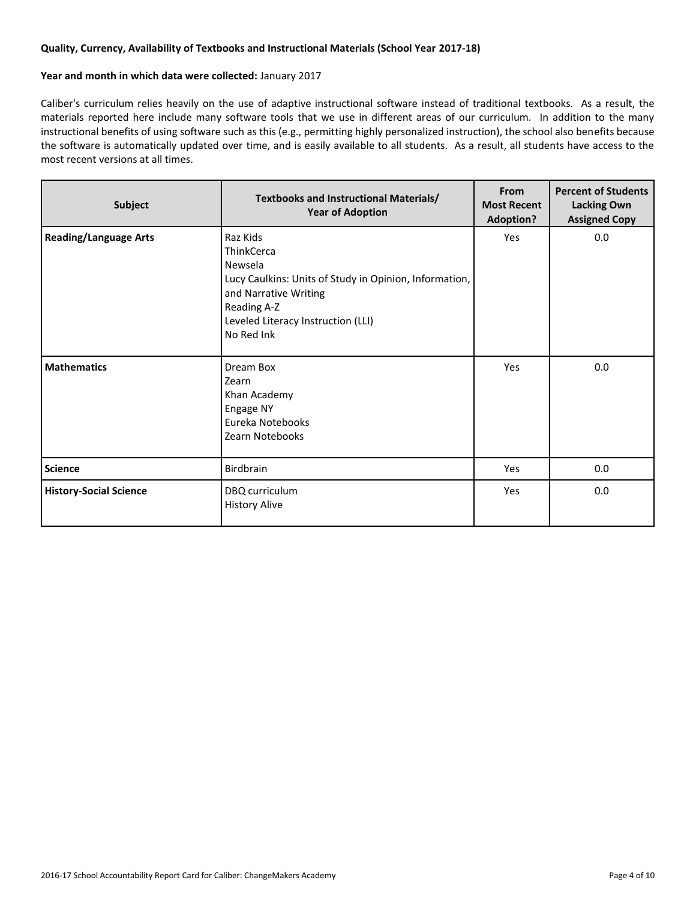**Quality, Currency, Availability of Textbooks and Instructional Materials (School Year 2017-18)**

**Year and month in which data were collected:** January 2017

Caliber's curriculum relies heavily on the use of adaptive instructional software instead of traditional textbooks. As a result, the materials reported here include many software tools that we use in different areas of our curriculum. In addition to the many instructional benefits of using software such as this (e.g., permitting highly personalized instruction), the school also benefits because the software is automatically updated over time, and is easily available to all students. As a result, all students have access to the most recent versions at all times.

| Subject | Textbooks and Instructional Materials/ Year of Adoption | From Most Recent Adoption? | Percent of Students Lacking Own Assigned Copy |
|---|---|---|---|
| **Reading/Language Arts** | Raz Kids<br>ThinkCerca<br>Newsela<br>Lucy Caulkins: Units of Study in Opinion, Information, and Narrative Writing<br>Reading A-Z<br>Leveled Literacy Instruction (LLI)<br>No Red Ink | Yes | 0.0 |
| **Mathematics** | Dream Box<br>Zearn<br>Khan Academy<br>Engage NY<br>Eureka Notebooks<br>Zearn Notebooks | Yes | 0.0 |
| **Science** | Birdbrain | Yes | 0.0 |
| **History-Social Science** | DBQ curriculum<br>History Alive | Yes | 0.0 |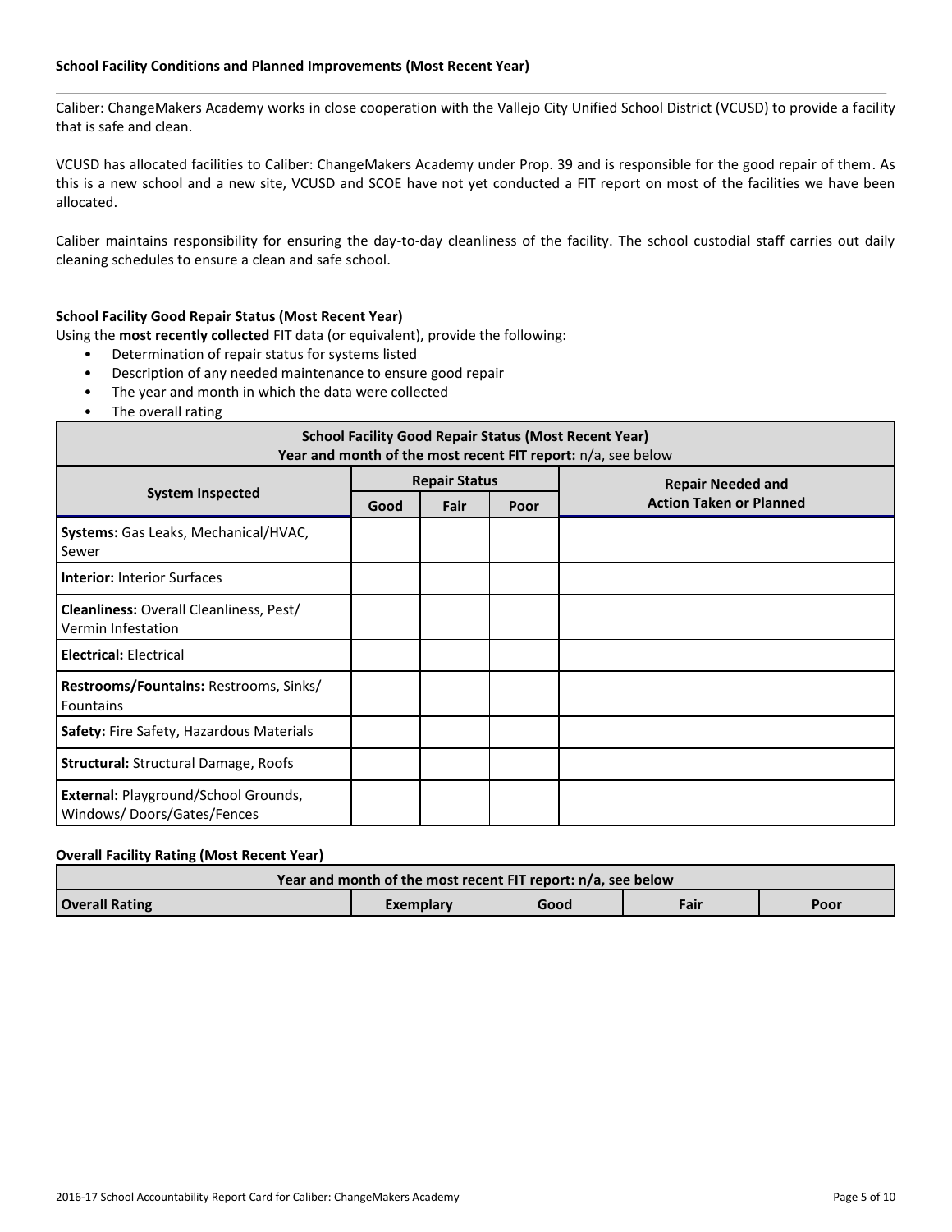### School Facility Conditions and Planned Improvements (Most Recent Year)

Caliber: ChangeMakers Academy works in close cooperation with the Vallejo City Unified School District (VCUSD) to provide a facility that is safe and clean.

VCUSD has allocated facilities to Caliber: ChangeMakers Academy under Prop. 39 and is responsible for the good repair of them. As this is a new school and a new site, VCUSD and SCOE have not yet conducted a FIT report on most of the facilities we have been allocated.

Caliber maintains responsibility for ensuring the day-to-day cleanliness of the facility. The school custodial staff carries out daily cleaning schedules to ensure a clean and safe school.

### School Facility Good Repair Status (Most Recent Year)

Using the **most recently collected** FIT data (or equivalent), provide the following:

- Determination of repair status for systems listed
- Description of any needed maintenance to ensure good repair
- The year and month in which the data were collected
- The overall rating

**School Facility Good Repair Status (Most Recent Year)**
**Year and month of the most recent FIT report:** n/a, see below

| System Inspected | Repair Status | | | Repair Needed and Action Taken or Planned |
|---|---|---|---|---|
| | Good | Fair | Poor | |
| **Systems:** Gas Leaks, Mechanical/HVAC, Sewer | | | | |
| **Interior:** Interior Surfaces | | | | |
| **Cleanliness:** Overall Cleanliness, Pest/ Vermin Infestation | | | | |
| **Electrical:** Electrical | | | | |
| **Restrooms/Fountains:** Restrooms, Sinks/ Fountains | | | | |
| **Safety:** Fire Safety, Hazardous Materials | | | | |
| **Structural:** Structural Damage, Roofs | | | | |
| **External:** Playground/School Grounds, Windows/ Doors/Gates/Fences | | | | |

### Overall Facility Rating (Most Recent Year)

| Year and month of the most recent FIT report: n/a, see below | | | | |
|---|---|---|---|---|
| **Overall Rating** | Exemplary | Good | Fair | Poor |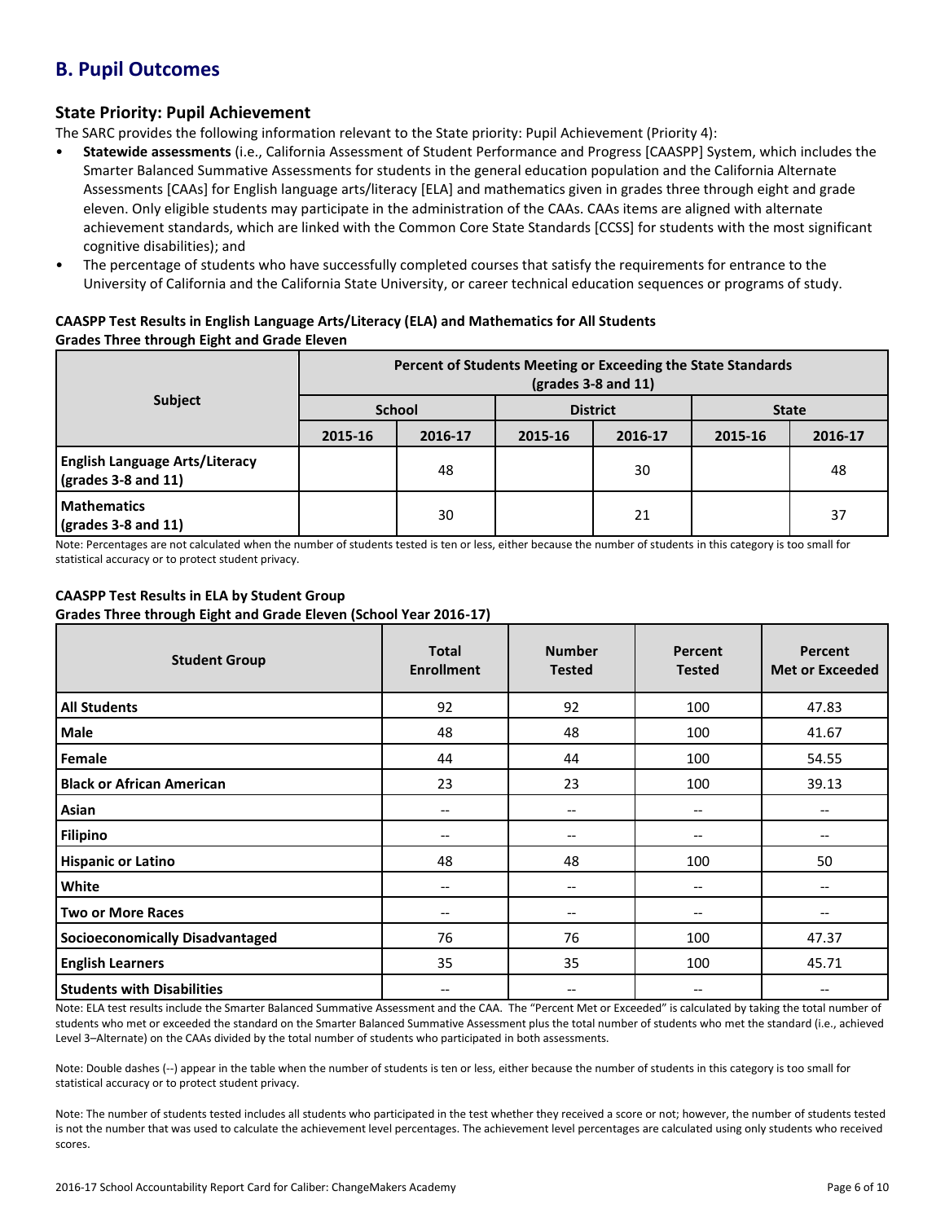## B. Pupil Outcomes

### State Priority: Pupil Achievement

The SARC provides the following information relevant to the State priority: Pupil Achievement (Priority 4):

- **Statewide assessments** (i.e., California Assessment of Student Performance and Progress [CAASPP] System, which includes the Smarter Balanced Summative Assessments for students in the general education population and the California Alternate Assessments [CAAs] for English language arts/literacy [ELA] and mathematics given in grades three through eight and grade eleven. Only eligible students may participate in the administration of the CAAs. CAAs items are aligned with alternate achievement standards, which are linked with the Common Core State Standards [CCSS] for students with the most significant cognitive disabilities); and
- The percentage of students who have successfully completed courses that satisfy the requirements for entrance to the University of California and the California State University, or career technical education sequences or programs of study.

**CAASPP Test Results in English Language Arts/Literacy (ELA) and Mathematics for All Students**
**Grades Three through Eight and Grade Eleven**

| Subject | Percent of Students Meeting or Exceeding the State Standards (grades 3-8 and 11) | | | | | |
|---|---|---|---|---|---|---|
| | School | | District | | State | |
| | 2015-16 | 2016-17 | 2015-16 | 2016-17 | 2015-16 | 2016-17 |
| **English Language Arts/Literacy (grades 3-8 and 11)** | | 48 | | 30 | | 48 |
| **Mathematics (grades 3-8 and 11)** | | 30 | | 21 | | 37 |

Note: Percentages are not calculated when the number of students tested is ten or less, either because the number of students in this category is too small for statistical accuracy or to protect student privacy.

**CAASPP Test Results in ELA by Student Group**
**Grades Three through Eight and Grade Eleven (School Year 2016-17)**

| Student Group | Total Enrollment | Number Tested | Percent Tested | Percent Met or Exceeded |
|---|---|---|---|---|
| **All Students** | 92 | 92 | 100 | 47.83 |
| **Male** | 48 | 48 | 100 | 41.67 |
| **Female** | 44 | 44 | 100 | 54.55 |
| **Black or African American** | 23 | 23 | 100 | 39.13 |
| **Asian** | -- | -- | -- | -- |
| **Filipino** | -- | -- | -- | -- |
| **Hispanic or Latino** | 48 | 48 | 100 | 50 |
| **White** | -- | -- | -- | -- |
| **Two or More Races** | -- | -- | -- | -- |
| **Socioeconomically Disadvantaged** | 76 | 76 | 100 | 47.37 |
| **English Learners** | 35 | 35 | 100 | 45.71 |
| **Students with Disabilities** | -- | -- | -- | -- |

Note: ELA test results include the Smarter Balanced Summative Assessment and the CAA. The "Percent Met or Exceeded" is calculated by taking the total number of students who met or exceeded the standard on the Smarter Balanced Summative Assessment plus the total number of students who met the standard (i.e., achieved Level 3–Alternate) on the CAAs divided by the total number of students who participated in both assessments.

Note: Double dashes (--) appear in the table when the number of students is ten or less, either because the number of students in this category is too small for statistical accuracy or to protect student privacy.

Note: The number of students tested includes all students who participated in the test whether they received a score or not; however, the number of students tested is not the number that was used to calculate the achievement level percentages. The achievement level percentages are calculated using only students who received scores.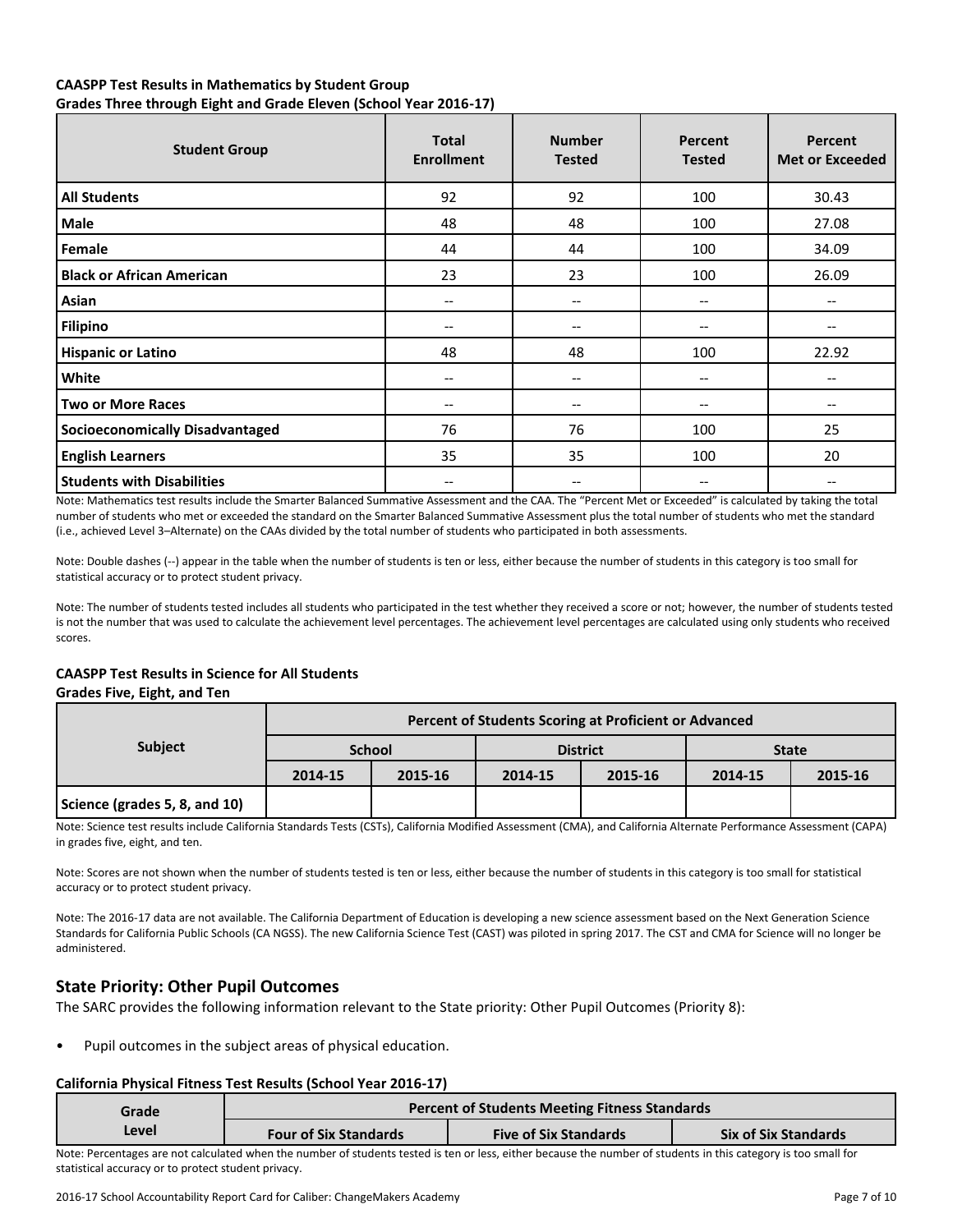**CAASPP Test Results in Mathematics by Student Group**
**Grades Three through Eight and Grade Eleven (School Year 2016-17)**

| Student Group | Total Enrollment | Number Tested | Percent Tested | Percent Met or Exceeded |
|---|---|---|---|---|
| **All Students** | 92 | 92 | 100 | 30.43 |
| **Male** | 48 | 48 | 100 | 27.08 |
| **Female** | 44 | 44 | 100 | 34.09 |
| **Black or African American** | 23 | 23 | 100 | 26.09 |
| **Asian** | -- | -- | -- | -- |
| **Filipino** | -- | -- | -- | -- |
| **Hispanic or Latino** | 48 | 48 | 100 | 22.92 |
| **White** | -- | -- | -- | -- |
| **Two or More Races** | -- | -- | -- | -- |
| **Socioeconomically Disadvantaged** | 76 | 76 | 100 | 25 |
| **English Learners** | 35 | 35 | 100 | 20 |
| **Students with Disabilities** | -- | -- | -- | -- |

Note: Mathematics test results include the Smarter Balanced Summative Assessment and the CAA. The "Percent Met or Exceeded" is calculated by taking the total number of students who met or exceeded the standard on the Smarter Balanced Summative Assessment plus the total number of students who met the standard (i.e., achieved Level 3–Alternate) on the CAAs divided by the total number of students who participated in both assessments.

Note: Double dashes (--) appear in the table when the number of students is ten or less, either because the number of students in this category is too small for statistical accuracy or to protect student privacy.

Note: The number of students tested includes all students who participated in the test whether they received a score or not; however, the number of students tested is not the number that was used to calculate the achievement level percentages. The achievement level percentages are calculated using only students who received scores.

**CAASPP Test Results in Science for All Students**
**Grades Five, Eight, and Ten**

| Subject | Percent of Students Scoring at Proficient or Advanced | | | | | |
|---|---|---|---|---|---|---|
| | School | | District | | State | |
| | 2014-15 | 2015-16 | 2014-15 | 2015-16 | 2014-15 | 2015-16 |
| Science (grades 5, 8, and 10) | | | | | | |

Note: Science test results include California Standards Tests (CSTs), California Modified Assessment (CMA), and California Alternate Performance Assessment (CAPA) in grades five, eight, and ten.

Note: Scores are not shown when the number of students tested is ten or less, either because the number of students in this category is too small for statistical accuracy or to protect student privacy.

Note: The 2016-17 data are not available. The California Department of Education is developing a new science assessment based on the Next Generation Science Standards for California Public Schools (CA NGSS). The new California Science Test (CAST) was piloted in spring 2017. The CST and CMA for Science will no longer be administered.

## State Priority: Other Pupil Outcomes

The SARC provides the following information relevant to the State priority: Other Pupil Outcomes (Priority 8):

- Pupil outcomes in the subject areas of physical education.

**California Physical Fitness Test Results (School Year 2016-17)**

| Grade Level | Percent of Students Meeting Fitness Standards | | |
|---|---|---|---|
| | Four of Six Standards | Five of Six Standards | Six of Six Standards |

Note: Percentages are not calculated when the number of students tested is ten or less, either because the number of students in this category is too small for statistical accuracy or to protect student privacy.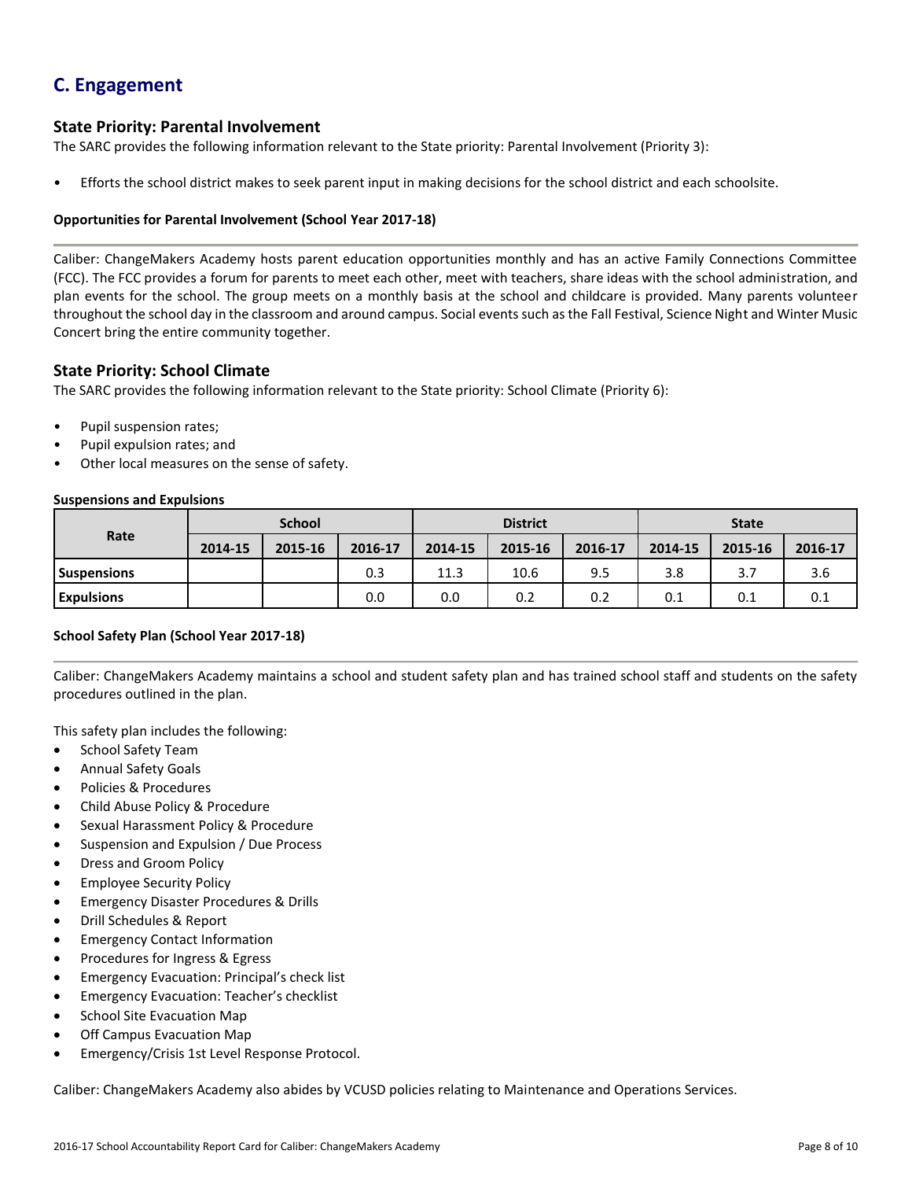## C. Engagement

### State Priority: Parental Involvement

The SARC provides the following information relevant to the State priority: Parental Involvement (Priority 3):

- Efforts the school district makes to seek parent input in making decisions for the school district and each schoolsite.

#### Opportunities for Parental Involvement (School Year 2017-18)

Caliber: ChangeMakers Academy hosts parent education opportunities monthly and has an active Family Connections Committee (FCC). The FCC provides a forum for parents to meet each other, meet with teachers, share ideas with the school administration, and plan events for the school. The group meets on a monthly basis at the school and childcare is provided. Many parents volunteer throughout the school day in the classroom and around campus. Social events such as the Fall Festival, Science Night and Winter Music Concert bring the entire community together.

### State Priority: School Climate

The SARC provides the following information relevant to the State priority: School Climate (Priority 6):

- Pupil suspension rates;
- Pupil expulsion rates; and
- Other local measures on the sense of safety.

#### Suspensions and Expulsions

| Rate | School | | | District | | | State | | |
|---|---|---|---|---|---|---|---|---|---|
| | 2014-15 | 2015-16 | 2016-17 | 2014-15 | 2015-16 | 2016-17 | 2014-15 | 2015-16 | 2016-17 |
| **Suspensions** | | | 0.3 | 11.3 | 10.6 | 9.5 | 3.8 | 3.7 | 3.6 |
| **Expulsions** | | | 0.0 | 0.0 | 0.2 | 0.2 | 0.1 | 0.1 | 0.1 |

#### School Safety Plan (School Year 2017-18)

Caliber: ChangeMakers Academy maintains a school and student safety plan and has trained school staff and students on the safety procedures outlined in the plan.

This safety plan includes the following:

- School Safety Team
- Annual Safety Goals
- Policies & Procedures
- Child Abuse Policy & Procedure
- Sexual Harassment Policy & Procedure
- Suspension and Expulsion / Due Process
- Dress and Groom Policy
- Employee Security Policy
- Emergency Disaster Procedures & Drills
- Drill Schedules & Report
- Emergency Contact Information
- Procedures for Ingress & Egress
- Emergency Evacuation: Principal's check list
- Emergency Evacuation: Teacher's checklist
- School Site Evacuation Map
- Off Campus Evacuation Map
- Emergency/Crisis 1st Level Response Protocol.

Caliber: ChangeMakers Academy also abides by VCUSD policies relating to Maintenance and Operations Services.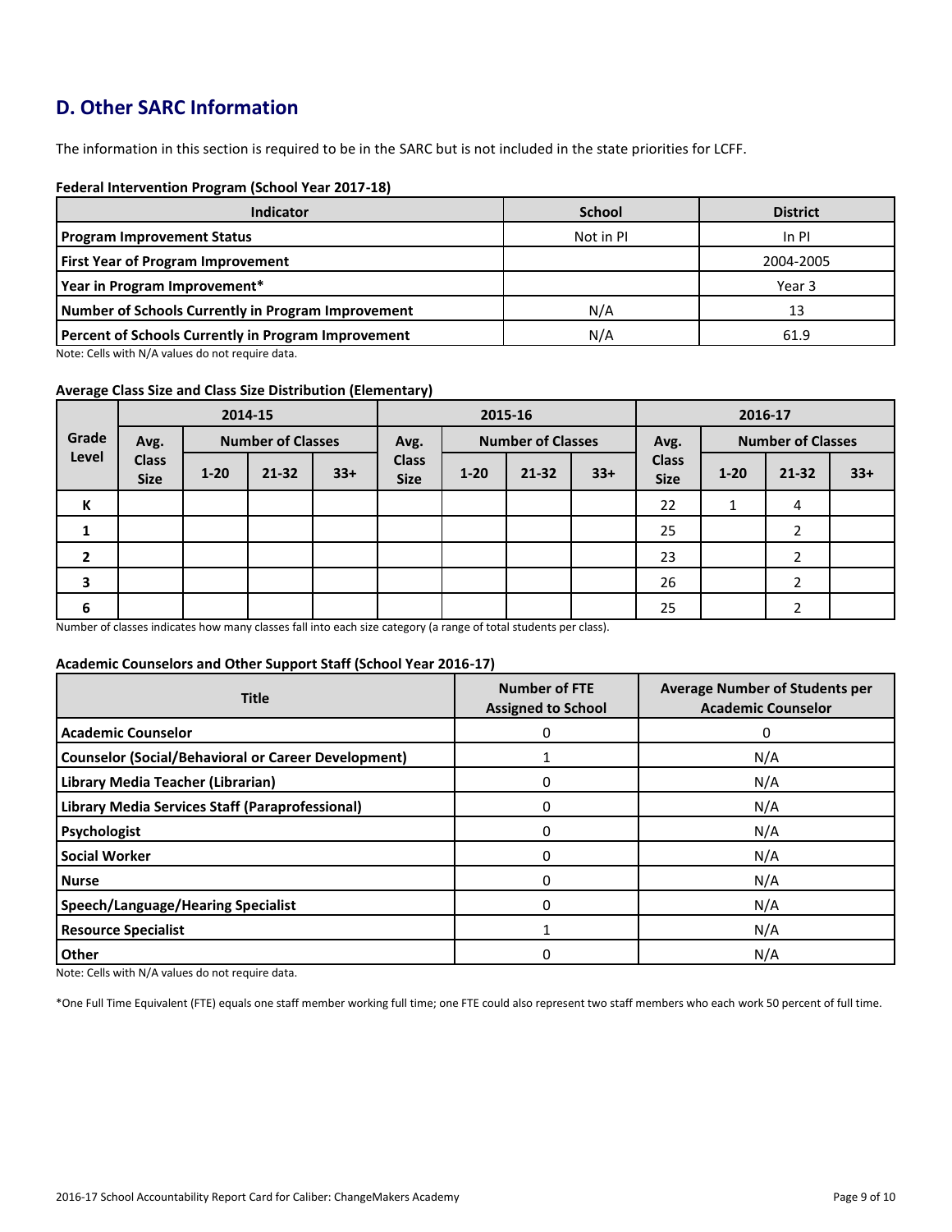## D. Other SARC Information

The information in this section is required to be in the SARC but is not included in the state priorities for LCFF.

**Federal Intervention Program (School Year 2017-18)**

| Indicator | School | District |
|---|---|---|
| **Program Improvement Status** | Not in PI | In PI |
| **First Year of Program Improvement** | | 2004-2005 |
| **Year in Program Improvement*** | | Year 3 |
| **Number of Schools Currently in Program Improvement** | N/A | 13 |
| **Percent of Schools Currently in Program Improvement** | N/A | 61.9 |

Note: Cells with N/A values do not require data.

**Average Class Size and Class Size Distribution (Elementary)**

| Grade Level | 2014-15 | | | | 2015-16 | | | | 2016-17 | | | |
|---|---|---|---|---|---|---|---|---|---|---|---|---|
| | Avg. Class Size | Number of Classes | | | Avg. Class Size | Number of Classes | | | Avg. Class Size | Number of Classes | | |
| | | 1-20 | 21-32 | 33+ | | 1-20 | 21-32 | 33+ | | 1-20 | 21-32 | 33+ |
| K | | | | | | | | | 22 | 1 | 4 | |
| 1 | | | | | | | | | 25 | | 2 | |
| 2 | | | | | | | | | 23 | | 2 | |
| 3 | | | | | | | | | 26 | | 2 | |
| 6 | | | | | | | | | 25 | | 2 | |

Number of classes indicates how many classes fall into each size category (a range of total students per class).

**Academic Counselors and Other Support Staff (School Year 2016-17)**

| Title | Number of FTE Assigned to School | Average Number of Students per Academic Counselor |
|---|---|---|
| **Academic Counselor** | 0 | 0 |
| **Counselor (Social/Behavioral or Career Development)** | 1 | N/A |
| **Library Media Teacher (Librarian)** | 0 | N/A |
| **Library Media Services Staff (Paraprofessional)** | 0 | N/A |
| **Psychologist** | 0 | N/A |
| **Social Worker** | 0 | N/A |
| **Nurse** | 0 | N/A |
| **Speech/Language/Hearing Specialist** | 0 | N/A |
| **Resource Specialist** | 1 | N/A |
| **Other** | 0 | N/A |

Note: Cells with N/A values do not require data.

*One Full Time Equivalent (FTE) equals one staff member working full time; one FTE could also represent two staff members who each work 50 percent of full time.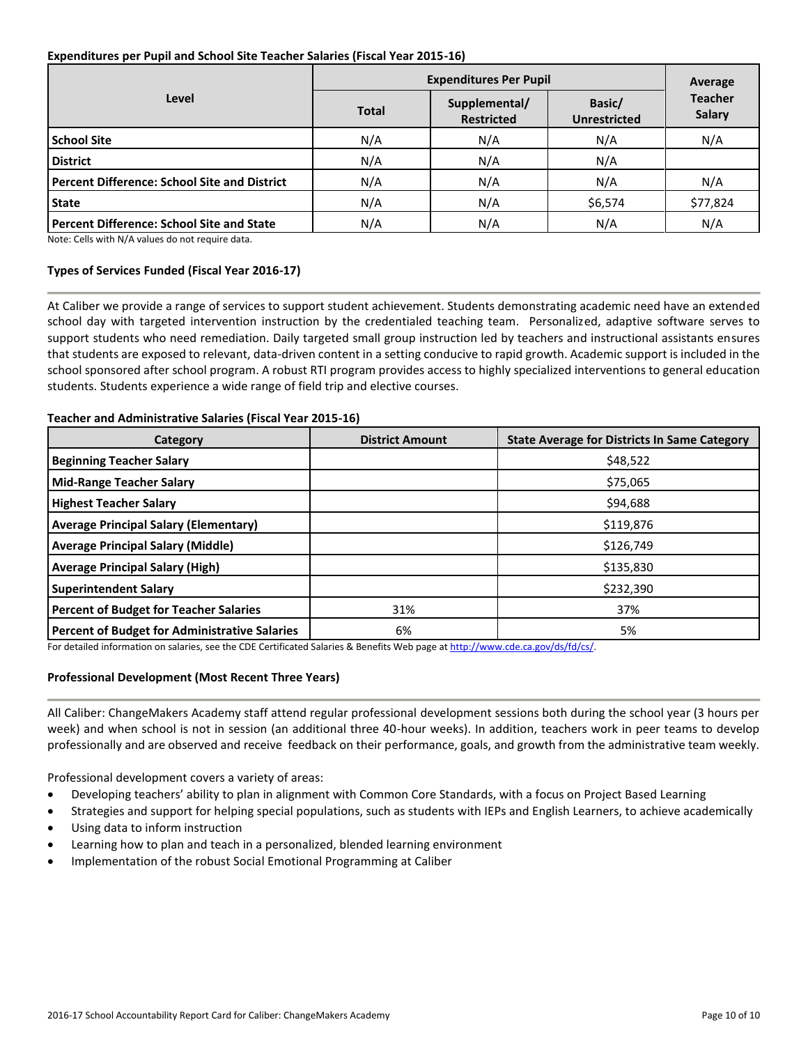**Expenditures per Pupil and School Site Teacher Salaries (Fiscal Year 2015-16)**

| Level | Expenditures Per Pupil | | | Average Teacher Salary |
|---|---|---|---|---|
| | Total | Supplemental/ Restricted | Basic/ Unrestricted | |
| School Site | N/A | N/A | N/A | N/A |
| District | N/A | N/A | N/A | |
| Percent Difference: School Site and District | N/A | N/A | N/A | N/A |
| State | N/A | N/A | $6,574 | $77,824 |
| Percent Difference: School Site and State | N/A | N/A | N/A | N/A |

Note: Cells with N/A values do not require data.

**Types of Services Funded (Fiscal Year 2016-17)**

At Caliber we provide a range of services to support student achievement. Students demonstrating academic need have an extended school day with targeted intervention instruction by the credentialed teaching team. Personalized, adaptive software serves to support students who need remediation. Daily targeted small group instruction led by teachers and instructional assistants ensures that students are exposed to relevant, data-driven content in a setting conducive to rapid growth. Academic support is included in the school sponsored after school program. A robust RTI program provides access to highly specialized interventions to general education students. Students experience a wide range of field trip and elective courses.

**Teacher and Administrative Salaries (Fiscal Year 2015-16)**

| Category | District Amount | State Average for Districts In Same Category |
|---|---|---|
| Beginning Teacher Salary | | $48,522 |
| Mid-Range Teacher Salary | | $75,065 |
| Highest Teacher Salary | | $94,688 |
| Average Principal Salary (Elementary) | | $119,876 |
| Average Principal Salary (Middle) | | $126,749 |
| Average Principal Salary (High) | | $135,830 |
| Superintendent Salary | | $232,390 |
| Percent of Budget for Teacher Salaries | 31% | 37% |
| Percent of Budget for Administrative Salaries | 6% | 5% |

For detailed information on salaries, see the CDE Certificated Salaries & Benefits Web page at http://www.cde.ca.gov/ds/fd/cs/.

**Professional Development (Most Recent Three Years)**

All Caliber: ChangeMakers Academy staff attend regular professional development sessions both during the school year (3 hours per week) and when school is not in session (an additional three 40-hour weeks). In addition, teachers work in peer teams to develop professionally and are observed and receive feedback on their performance, goals, and growth from the administrative team weekly.

Professional development covers a variety of areas:

- Developing teachers' ability to plan in alignment with Common Core Standards, with a focus on Project Based Learning
- Strategies and support for helping special populations, such as students with IEPs and English Learners, to achieve academically
- Using data to inform instruction
- Learning how to plan and teach in a personalized, blended learning environment
- Implementation of the robust Social Emotional Programming at Caliber